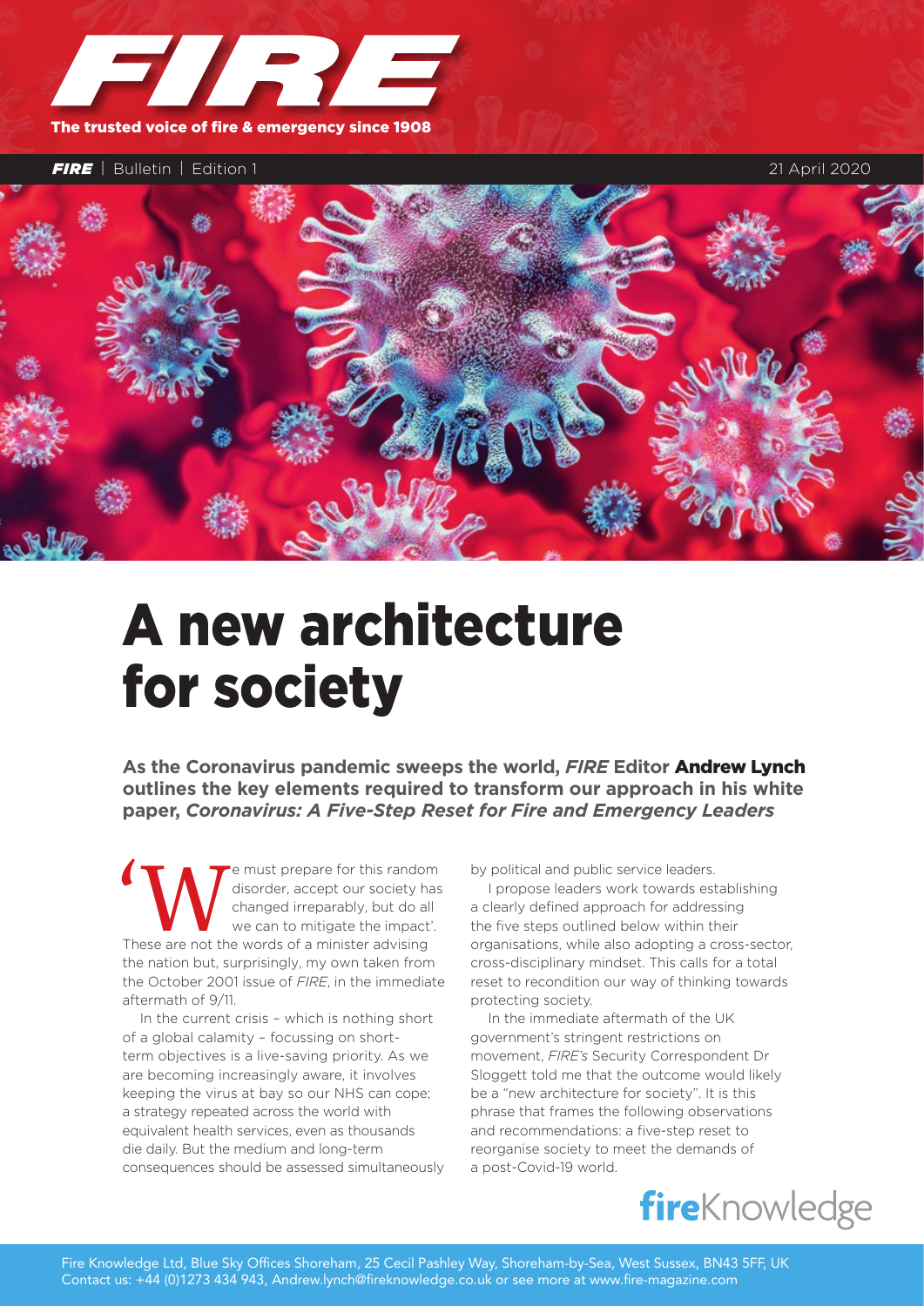# FIRE

The trusted voice of fire & emergency since 1908

*FIRE* | Bulletin | Edition 1 — 21 April 2020

# A new architecture for society

**As the Coronavirus pandemic sweeps the world, *FIRE* Editor Andrew Lynch outlines the key elements required to transform our approach in his white paper, *Coronavirus: A Five-Step Reset for Fire and Emergency Leaders***

'We must prepare for this random disorder, accept our society has changed irreparably, but do all we can to mitigate the impact'. These are not the words of a minister advising the nation but, surprisingly, my own taken from the October 2001 issue of *FIRE*, in the immediate aftermath of 9/11.

In the current crisis – which is nothing short of a global calamity – focussing on short-term objectives is a live-saving priority. As we are becoming increasingly aware, it involves keeping the virus at bay so our NHS can cope; a strategy repeated across the world with equivalent health services, even as thousands die daily. But the medium and long-term consequences should be assessed simultaneously by political and public service leaders.

I propose leaders work towards establishing a clearly defined approach for addressing the five steps outlined below within their organisations, while also adopting a cross-sector, cross-disciplinary mindset. This calls for a total reset to recondition our way of thinking towards protecting society.

In the immediate aftermath of the UK government's stringent restrictions on movement, *FIRE's* Security Correspondent Dr Sloggett told me that the outcome would likely be a "new architecture for society". It is this phrase that frames the following observations and recommendations: a five-step reset to reorganise society to meet the demands of a post-Covid-19 world.

fireKnowledge

Fire Knowledge Ltd, Blue Sky Offices Shoreham, 25 Cecil Pashley Way, Shoreham-by-Sea, West Sussex, BN43 5FF, UK
Contact us: +44 (0)1273 434 943, Andrew.lynch@fireknowledge.co.uk or see more at www.fire-magazine.com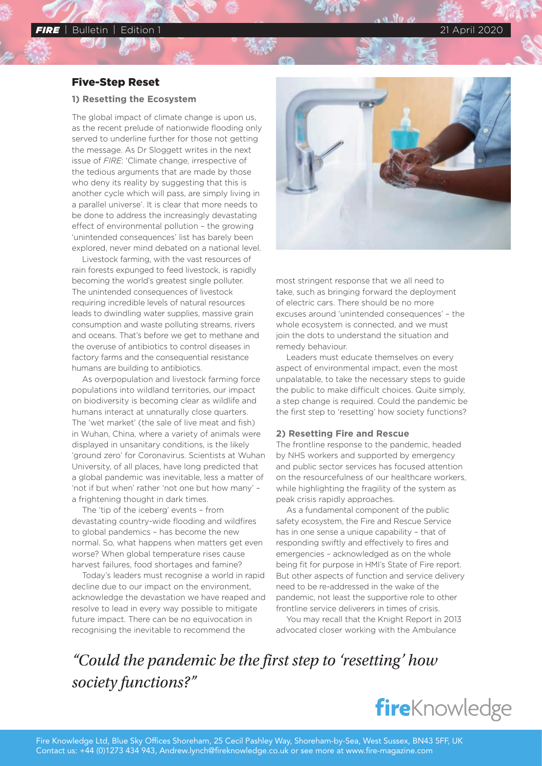## Five-Step Reset

### 1) Resetting the Ecosystem

The global impact of climate change is upon us, as the recent prelude of nationwide flooding only served to underline further for those not getting the message. As Dr Sloggett writes in the next issue of *FIRE*: 'Climate change, irrespective of the tedious arguments that are made by those who deny its reality by suggesting that this is another cycle which will pass, are simply living in a parallel universe'. It is clear that more needs to be done to address the increasingly devastating effect of environmental pollution – the growing 'unintended consequences' list has barely been explored, never mind debated on a national level.

Livestock farming, with the vast resources of rain forests expunged to feed livestock, is rapidly becoming the world's greatest single polluter. The unintended consequences of livestock requiring incredible levels of natural resources leads to dwindling water supplies, massive grain consumption and waste polluting streams, rivers and oceans. That's before we get to methane and the overuse of antibiotics to control diseases in factory farms and the consequential resistance humans are building to antibiotics.

As overpopulation and livestock farming force populations into wildland territories, our impact on biodiversity is becoming clear as wildlife and humans interact at unnaturally close quarters. The 'wet market' (the sale of live meat and fish) in Wuhan, China, where a variety of animals were displayed in unsanitary conditions, is the likely 'ground zero' for Coronavirus. Scientists at Wuhan University, of all places, have long predicted that a global pandemic was inevitable, less a matter of 'not if but when' rather 'not one but how many' – a frightening thought in dark times.

The 'tip of the iceberg' events – from devastating country-wide flooding and wildfires to global pandemics – has become the new normal. So, what happens when matters get even worse? When global temperature rises cause harvest failures, food shortages and famine?

Today's leaders must recognise a world in rapid decline due to our impact on the environment, acknowledge the devastation we have reaped and resolve to lead in every way possible to mitigate future impact. There can be no equivocation in recognising the inevitable to recommend the most stringent response that we all need to take, such as bringing forward the deployment of electric cars. There should be no more excuses around 'unintended consequences' – the whole ecosystem is connected, and we must join the dots to understand the situation and remedy behaviour.

Leaders must educate themselves on every aspect of environmental impact, even the most unpalatable, to take the necessary steps to guide the public to make difficult choices. Quite simply, a step change is required. Could the pandemic be the first step to 'resetting' how society functions?

### 2) Resetting Fire and Rescue

The frontline response to the pandemic, headed by NHS workers and supported by emergency and public sector services has focused attention on the resourcefulness of our healthcare workers, while highlighting the fragility of the system as peak crisis rapidly approaches.

As a fundamental component of the public safety ecosystem, the Fire and Rescue Service has in one sense a unique capability – that of responding swiftly and effectively to fires and emergencies – acknowledged as on the whole being fit for purpose in HMI's State of Fire report. But other aspects of function and service delivery need to be re-addressed in the wake of the pandemic, not least the supportive role to other frontline service deliverers in times of crisis.

You may recall that the Knight Report in 2013 advocated closer working with the Ambulance

*"Could the pandemic be the first step to 'resetting' how society functions?"*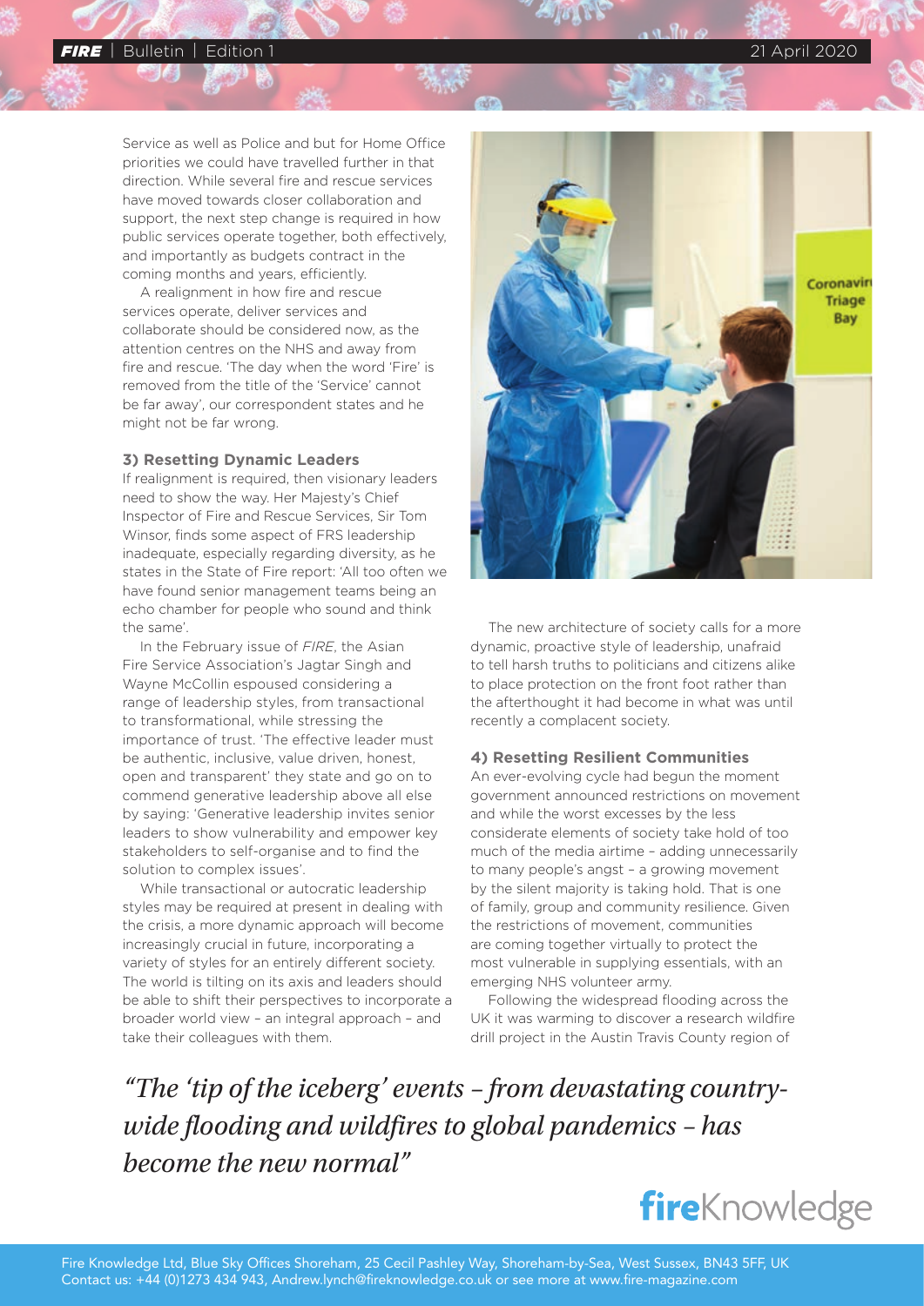Service as well as Police and but for Home Office priorities we could have travelled further in that direction. While several fire and rescue services have moved towards closer collaboration and support, the next step change is required in how public services operate together, both effectively, and importantly as budgets contract in the coming months and years, efficiently.

A realignment in how fire and rescue services operate, deliver services and collaborate should be considered now, as the attention centres on the NHS and away from fire and rescue. 'The day when the word 'Fire' is removed from the title of the 'Service' cannot be far away', our correspondent states and he might not be far wrong.

**3) Resetting Dynamic Leaders**

If realignment is required, then visionary leaders need to show the way. Her Majesty's Chief Inspector of Fire and Rescue Services, Sir Tom Winsor, finds some aspect of FRS leadership inadequate, especially regarding diversity, as he states in the State of Fire report: 'All too often we have found senior management teams being an echo chamber for people who sound and think the same'.

In the February issue of *FIRE*, the Asian Fire Service Association's Jagtar Singh and Wayne McCollin espoused considering a range of leadership styles, from transactional to transformational, while stressing the importance of trust. 'The effective leader must be authentic, inclusive, value driven, honest, open and transparent' they state and go on to commend generative leadership above all else by saying: 'Generative leadership invites senior leaders to show vulnerability and empower key stakeholders to self-organise and to find the solution to complex issues'.

While transactional or autocratic leadership styles may be required at present in dealing with the crisis, a more dynamic approach will become increasingly crucial in future, incorporating a variety of styles for an entirely different society. The world is tilting on its axis and leaders should be able to shift their perspectives to incorporate a broader world view – an integral approach – and take their colleagues with them.

The new architecture of society calls for a more dynamic, proactive style of leadership, unafraid to tell harsh truths to politicians and citizens alike to place protection on the front foot rather than the afterthought it had become in what was until recently a complacent society.

**4) Resetting Resilient Communities**

An ever-evolving cycle had begun the moment government announced restrictions on movement and while the worst excesses by the less considerate elements of society take hold of too much of the media airtime – adding unnecessarily to many people's angst – a growing movement by the silent majority is taking hold. That is one of family, group and community resilience. Given the restrictions of movement, communities are coming together virtually to protect the most vulnerable in supplying essentials, with an emerging NHS volunteer army.

Following the widespread flooding across the UK it was warming to discover a research wildfire drill project in the Austin Travis County region of

*"The 'tip of the iceberg' events – from devastating country-wide flooding and wildfires to global pandemics – has become the new normal"*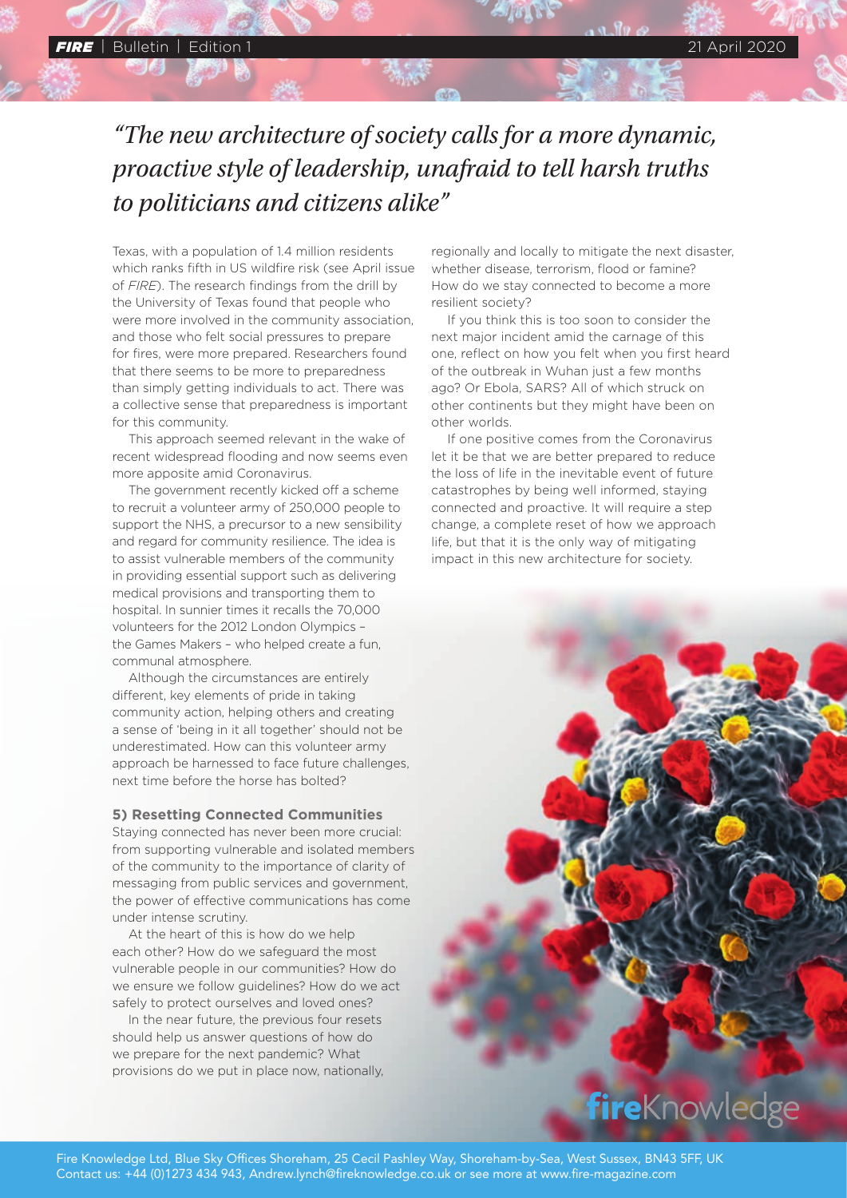*"The new architecture of society calls for a more dynamic, proactive style of leadership, unafraid to tell harsh truths to politicians and citizens alike"*

Texas, with a population of 1.4 million residents which ranks fifth in US wildfire risk (see April issue of *FIRE*). The research findings from the drill by the University of Texas found that people who were more involved in the community association, and those who felt social pressures to prepare for fires, were more prepared. Researchers found that there seems to be more to preparedness than simply getting individuals to act. There was a collective sense that preparedness is important for this community.

This approach seemed relevant in the wake of recent widespread flooding and now seems even more apposite amid Coronavirus.

The government recently kicked off a scheme to recruit a volunteer army of 250,000 people to support the NHS, a precursor to a new sensibility and regard for community resilience. The idea is to assist vulnerable members of the community in providing essential support such as delivering medical provisions and transporting them to hospital. In sunnier times it recalls the 70,000 volunteers for the 2012 London Olympics – the Games Makers – who helped create a fun, communal atmosphere.

Although the circumstances are entirely different, key elements of pride in taking community action, helping others and creating a sense of 'being in it all together' should not be underestimated. How can this volunteer army approach be harnessed to face future challenges, next time before the horse has bolted?

**5) Resetting Connected Communities**

Staying connected has never been more crucial: from supporting vulnerable and isolated members of the community to the importance of clarity of messaging from public services and government, the power of effective communications has come under intense scrutiny.

At the heart of this is how do we help each other? How do we safeguard the most vulnerable people in our communities? How do we ensure we follow guidelines? How do we act safely to protect ourselves and loved ones?

In the near future, the previous four resets should help us answer questions of how do we prepare for the next pandemic? What provisions do we put in place now, nationally, regionally and locally to mitigate the next disaster, whether disease, terrorism, flood or famine? How do we stay connected to become a more resilient society?

If you think this is too soon to consider the next major incident amid the carnage of this one, reflect on how you felt when you first heard of the outbreak in Wuhan just a few months ago? Or Ebola, SARS? All of which struck on other continents but they might have been on other worlds.

If one positive comes from the Coronavirus let it be that we are better prepared to reduce the loss of life in the inevitable event of future catastrophes by being well informed, staying connected and proactive. It will require a step change, a complete reset of how we approach life, but that it is the only way of mitigating impact in this new architecture for society.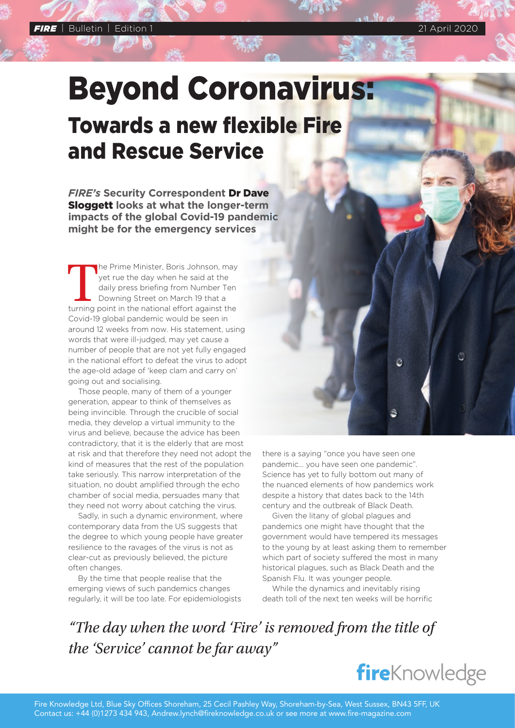# Beyond Coronavirus:

## Towards a new flexible Fire and Rescue Service

***FIRE's* Security Correspondent Dr Dave Sloggett looks at what the longer-term impacts of the global Covid-19 pandemic might be for the emergency services**

The Prime Minister, Boris Johnson, may yet rue the day when he said at the daily press briefing from Number Ten Downing Street on March 19 that a turning point in the national effort against the Covid-19 global pandemic would be seen in around 12 weeks from now. His statement, using words that were ill-judged, may yet cause a number of people that are not yet fully engaged in the national effort to defeat the virus to adopt the age-old adage of 'keep clam and carry on' going out and socialising.

Those people, many of them of a younger generation, appear to think of themselves as being invincible. Through the crucible of social media, they develop a virtual immunity to the virus and believe, because the advice has been contradictory, that it is the elderly that are most at risk and that therefore they need not adopt the kind of measures that the rest of the population take seriously. This narrow interpretation of the situation, no doubt amplified through the echo chamber of social media, persuades many that they need not worry about catching the virus.

Sadly, in such a dynamic environment, where contemporary data from the US suggests that the degree to which young people have greater resilience to the ravages of the virus is not as clear-cut as previously believed, the picture often changes.

By the time that people realise that the emerging views of such pandemics changes regularly, it will be too late. For epidemiologists there is a saying "once you have seen one pandemic... you have seen one pandemic". Science has yet to fully bottom out many of the nuanced elements of how pandemics work despite a history that dates back to the 14th century and the outbreak of Black Death.

Given the litany of global plagues and pandemics one might have thought that the government would have tempered its messages to the young by at least asking them to remember which part of society suffered the most in many historical plagues, such as Black Death and the Spanish Flu. It was younger people.

While the dynamics and inevitably rising death toll of the next ten weeks will be horrific

*"The day when the word 'Fire' is removed from the title of the 'Service' cannot be far away"*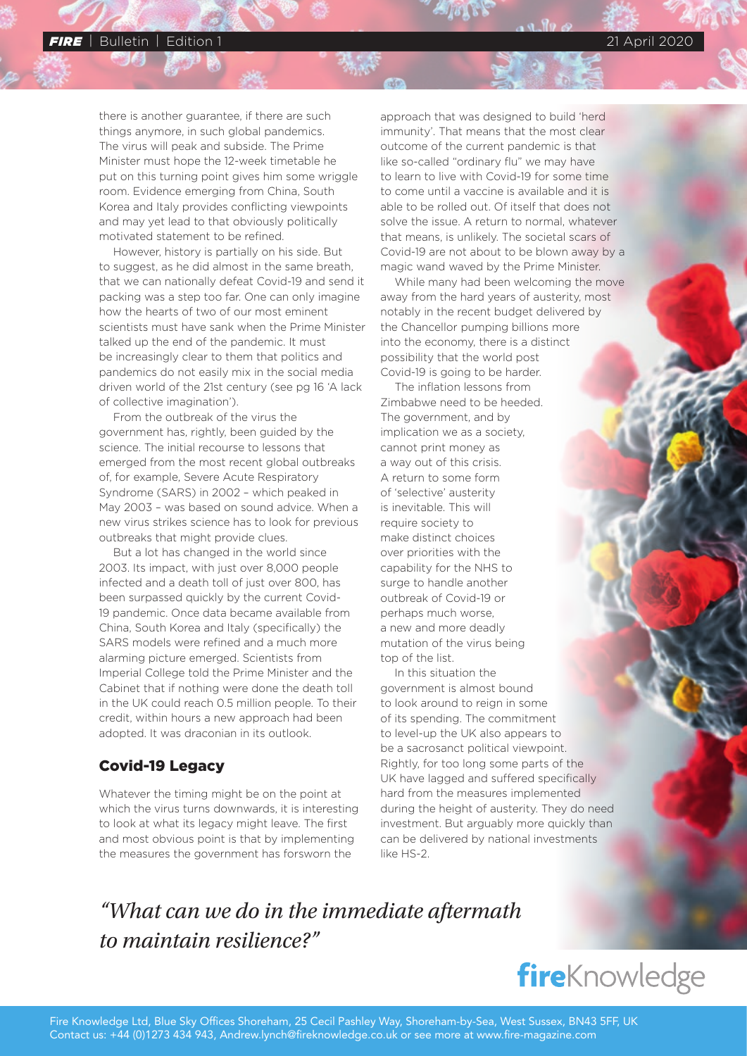there is another guarantee, if there are such things anymore, in such global pandemics. The virus will peak and subside. The Prime Minister must hope the 12-week timetable he put on this turning point gives him some wriggle room. Evidence emerging from China, South Korea and Italy provides conflicting viewpoints and may yet lead to that obviously politically motivated statement to be refined.

However, history is partially on his side. But to suggest, as he did almost in the same breath, that we can nationally defeat Covid-19 and send it packing was a step too far. One can only imagine how the hearts of two of our most eminent scientists must have sank when the Prime Minister talked up the end of the pandemic. It must be increasingly clear to them that politics and pandemics do not easily mix in the social media driven world of the 21st century (see pg 16 'A lack of collective imagination').

From the outbreak of the virus the government has, rightly, been guided by the science. The initial recourse to lessons that emerged from the most recent global outbreaks of, for example, Severe Acute Respiratory Syndrome (SARS) in 2002 – which peaked in May 2003 – was based on sound advice. When a new virus strikes science has to look for previous outbreaks that might provide clues.

But a lot has changed in the world since 2003. Its impact, with just over 8,000 people infected and a death toll of just over 800, has been surpassed quickly by the current Covid-19 pandemic. Once data became available from China, South Korea and Italy (specifically) the SARS models were refined and a much more alarming picture emerged. Scientists from Imperial College told the Prime Minister and the Cabinet that if nothing were done the death toll in the UK could reach 0.5 million people. To their credit, within hours a new approach had been adopted. It was draconian in its outlook.

## Covid-19 Legacy

Whatever the timing might be on the point at which the virus turns downwards, it is interesting to look at what its legacy might leave. The first and most obvious point is that by implementing the measures the government has forsworn the approach that was designed to build 'herd immunity'. That means that the most clear outcome of the current pandemic is that like so-called "ordinary flu" we may have to learn to live with Covid-19 for some time to come until a vaccine is available and it is able to be rolled out. Of itself that does not solve the issue. A return to normal, whatever that means, is unlikely. The societal scars of Covid-19 are not about to be blown away by a magic wand waved by the Prime Minister.

While many had been welcoming the move away from the hard years of austerity, most notably in the recent budget delivered by the Chancellor pumping billions more into the economy, there is a distinct possibility that the world post Covid-19 is going to be harder.

The inflation lessons from Zimbabwe need to be heeded. The government, and by implication we as a society, cannot print money as a way out of this crisis. A return to some form of 'selective' austerity is inevitable. This will require society to make distinct choices over priorities with the capability for the NHS to surge to handle another outbreak of Covid-19 or perhaps much worse, a new and more deadly mutation of the virus being top of the list.

In this situation the government is almost bound to look around to reign in some of its spending. The commitment to level-up the UK also appears to be a sacrosanct political viewpoint. Rightly, for too long some parts of the UK have lagged and suffered specifically hard from the measures implemented during the height of austerity. They do need investment. But arguably more quickly than can be delivered by national investments like HS-2.

*"What can we do in the immediate aftermath to maintain resilience?"*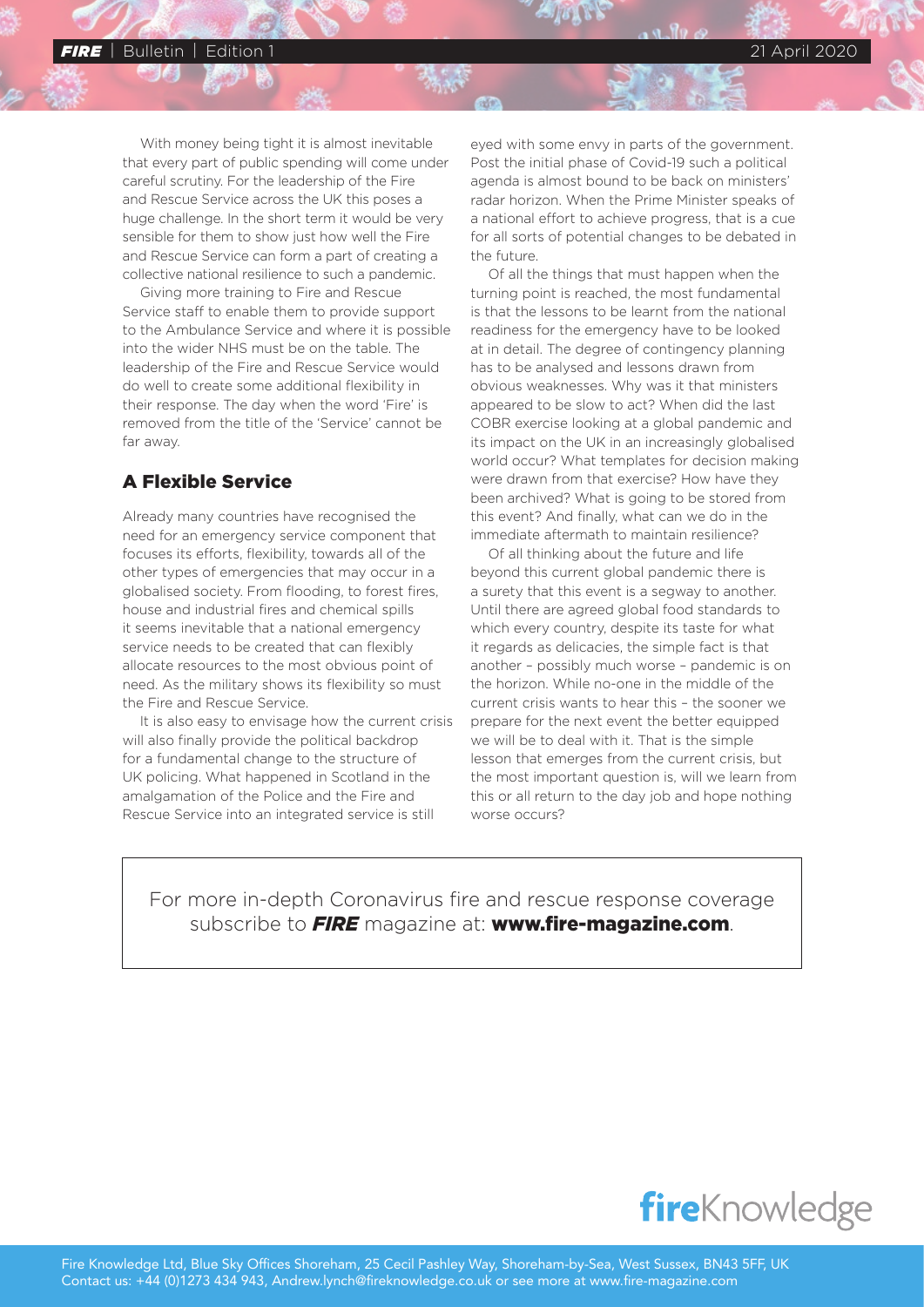With money being tight it is almost inevitable that every part of public spending will come under careful scrutiny. For the leadership of the Fire and Rescue Service across the UK this poses a huge challenge. In the short term it would be very sensible for them to show just how well the Fire and Rescue Service can form a part of creating a collective national resilience to such a pandemic.

Giving more training to Fire and Rescue Service staff to enable them to provide support to the Ambulance Service and where it is possible into the wider NHS must be on the table. The leadership of the Fire and Rescue Service would do well to create some additional flexibility in their response. The day when the word 'Fire' is removed from the title of the 'Service' cannot be far away.

## A Flexible Service

Already many countries have recognised the need for an emergency service component that focuses its efforts, flexibility, towards all of the other types of emergencies that may occur in a globalised society. From flooding, to forest fires, house and industrial fires and chemical spills it seems inevitable that a national emergency service needs to be created that can flexibly allocate resources to the most obvious point of need. As the military shows its flexibility so must the Fire and Rescue Service.

It is also easy to envisage how the current crisis will also finally provide the political backdrop for a fundamental change to the structure of UK policing. What happened in Scotland in the amalgamation of the Police and the Fire and Rescue Service into an integrated service is still eyed with some envy in parts of the government. Post the initial phase of Covid-19 such a political agenda is almost bound to be back on ministers' radar horizon. When the Prime Minister speaks of a national effort to achieve progress, that is a cue for all sorts of potential changes to be debated in the future.

Of all the things that must happen when the turning point is reached, the most fundamental is that the lessons to be learnt from the national readiness for the emergency have to be looked at in detail. The degree of contingency planning has to be analysed and lessons drawn from obvious weaknesses. Why was it that ministers appeared to be slow to act? When did the last COBR exercise looking at a global pandemic and its impact on the UK in an increasingly globalised world occur? What templates for decision making were drawn from that exercise? How have they been archived? What is going to be stored from this event? And finally, what can we do in the immediate aftermath to maintain resilience?

Of all thinking about the future and life beyond this current global pandemic there is a surety that this event is a segway to another. Until there are agreed global food standards to which every country, despite its taste for what it regards as delicacies, the simple fact is that another – possibly much worse – pandemic is on the horizon. While no-one in the middle of the current crisis wants to hear this – the sooner we prepare for the next event the better equipped we will be to deal with it. That is the simple lesson that emerges from the current crisis, but the most important question is, will we learn from this or all return to the day job and hope nothing worse occurs?

For more in-depth Coronavirus fire and rescue response coverage subscribe to ***FIRE*** magazine at: **www.fire-magazine.com**.

fireKnowledge

Fire Knowledge Ltd, Blue Sky Offices Shoreham, 25 Cecil Pashley Way, Shoreham-by-Sea, West Sussex, BN43 5FF, UK
Contact us: +44 (0)1273 434 943, Andrew.lynch@fireknowledge.co.uk or see more at www.fire-magazine.com